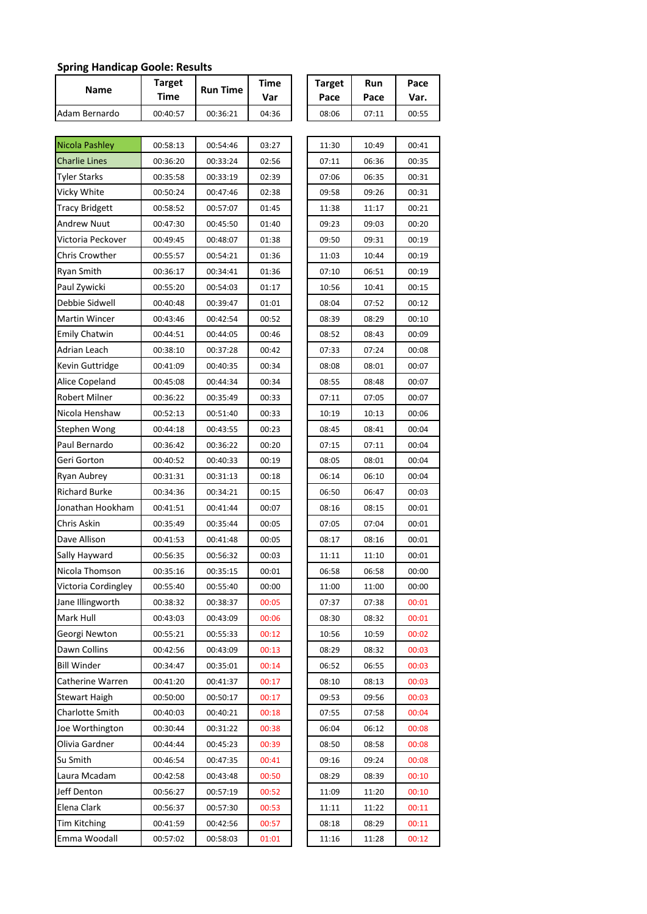## Spring Handicap Goole: Results

| Name | Target Time | Run Time | Time Var | Target Pace | Run Pace | Pace Var. |
|---|---|---|---|---|---|---|
| Adam Bernardo | 00:40:57 | 00:36:21 | 04:36 | 08:06 | 07:11 | 00:55 |

| Name | Target Time | Run Time | Time Var | Target Pace | Run Pace | Pace Var. |
|---|---|---|---|---|---|---|
| Nicola Pashley | 00:58:13 | 00:54:46 | 03:27 | 11:30 | 10:49 | 00:41 |
| Charlie Lines | 00:36:20 | 00:33:24 | 02:56 | 07:11 | 06:36 | 00:35 |
| Tyler Starks | 00:35:58 | 00:33:19 | 02:39 | 07:06 | 06:35 | 00:31 |
| Vicky White | 00:50:24 | 00:47:46 | 02:38 | 09:58 | 09:26 | 00:31 |
| Tracy Bridgett | 00:58:52 | 00:57:07 | 01:45 | 11:38 | 11:17 | 00:21 |
| Andrew Nuut | 00:47:30 | 00:45:50 | 01:40 | 09:23 | 09:03 | 00:20 |
| Victoria Peckover | 00:49:45 | 00:48:07 | 01:38 | 09:50 | 09:31 | 00:19 |
| Chris Crowther | 00:55:57 | 00:54:21 | 01:36 | 11:03 | 10:44 | 00:19 |
| Ryan Smith | 00:36:17 | 00:34:41 | 01:36 | 07:10 | 06:51 | 00:19 |
| Paul Zywicki | 00:55:20 | 00:54:03 | 01:17 | 10:56 | 10:41 | 00:15 |
| Debbie Sidwell | 00:40:48 | 00:39:47 | 01:01 | 08:04 | 07:52 | 00:12 |
| Martin Wincer | 00:43:46 | 00:42:54 | 00:52 | 08:39 | 08:29 | 00:10 |
| Emily Chatwin | 00:44:51 | 00:44:05 | 00:46 | 08:52 | 08:43 | 00:09 |
| Adrian Leach | 00:38:10 | 00:37:28 | 00:42 | 07:33 | 07:24 | 00:08 |
| Kevin Guttridge | 00:41:09 | 00:40:35 | 00:34 | 08:08 | 08:01 | 00:07 |
| Alice Copeland | 00:45:08 | 00:44:34 | 00:34 | 08:55 | 08:48 | 00:07 |
| Robert Milner | 00:36:22 | 00:35:49 | 00:33 | 07:11 | 07:05 | 00:07 |
| Nicola Henshaw | 00:52:13 | 00:51:40 | 00:33 | 10:19 | 10:13 | 00:06 |
| Stephen Wong | 00:44:18 | 00:43:55 | 00:23 | 08:45 | 08:41 | 00:04 |
| Paul Bernardo | 00:36:42 | 00:36:22 | 00:20 | 07:15 | 07:11 | 00:04 |
| Geri Gorton | 00:40:52 | 00:40:33 | 00:19 | 08:05 | 08:01 | 00:04 |
| Ryan Aubrey | 00:31:31 | 00:31:13 | 00:18 | 06:14 | 06:10 | 00:04 |
| Richard Burke | 00:34:36 | 00:34:21 | 00:15 | 06:50 | 06:47 | 00:03 |
| Jonathan Hookham | 00:41:51 | 00:41:44 | 00:07 | 08:16 | 08:15 | 00:01 |
| Chris Askin | 00:35:49 | 00:35:44 | 00:05 | 07:05 | 07:04 | 00:01 |
| Dave Allison | 00:41:53 | 00:41:48 | 00:05 | 08:17 | 08:16 | 00:01 |
| Sally Hayward | 00:56:35 | 00:56:32 | 00:03 | 11:11 | 11:10 | 00:01 |
| Nicola Thomson | 00:35:16 | 00:35:15 | 00:01 | 06:58 | 06:58 | 00:00 |
| Victoria Cordingley | 00:55:40 | 00:55:40 | 00:00 | 11:00 | 11:00 | 00:00 |
| Jane Illingworth | 00:38:32 | 00:38:37 | 00:05 | 07:37 | 07:38 | 00:01 |
| Mark Hull | 00:43:03 | 00:43:09 | 00:06 | 08:30 | 08:32 | 00:01 |
| Georgi Newton | 00:55:21 | 00:55:33 | 00:12 | 10:56 | 10:59 | 00:02 |
| Dawn Collins | 00:42:56 | 00:43:09 | 00:13 | 08:29 | 08:32 | 00:03 |
| Bill Winder | 00:34:47 | 00:35:01 | 00:14 | 06:52 | 06:55 | 00:03 |
| Catherine Warren | 00:41:20 | 00:41:37 | 00:17 | 08:10 | 08:13 | 00:03 |
| Stewart Haigh | 00:50:00 | 00:50:17 | 00:17 | 09:53 | 09:56 | 00:03 |
| Charlotte Smith | 00:40:03 | 00:40:21 | 00:18 | 07:55 | 07:58 | 00:04 |
| Joe Worthington | 00:30:44 | 00:31:22 | 00:38 | 06:04 | 06:12 | 00:08 |
| Olivia Gardner | 00:44:44 | 00:45:23 | 00:39 | 08:50 | 08:58 | 00:08 |
| Su Smith | 00:46:54 | 00:47:35 | 00:41 | 09:16 | 09:24 | 00:08 |
| Laura Mcadam | 00:42:58 | 00:43:48 | 00:50 | 08:29 | 08:39 | 00:10 |
| Jeff Denton | 00:56:27 | 00:57:19 | 00:52 | 11:09 | 11:20 | 00:10 |
| Elena Clark | 00:56:37 | 00:57:30 | 00:53 | 11:11 | 11:22 | 00:11 |
| Tim Kitching | 00:41:59 | 00:42:56 | 00:57 | 08:18 | 08:29 | 00:11 |
| Emma Woodall | 00:57:02 | 00:58:03 | 01:01 | 11:16 | 11:28 | 00:12 |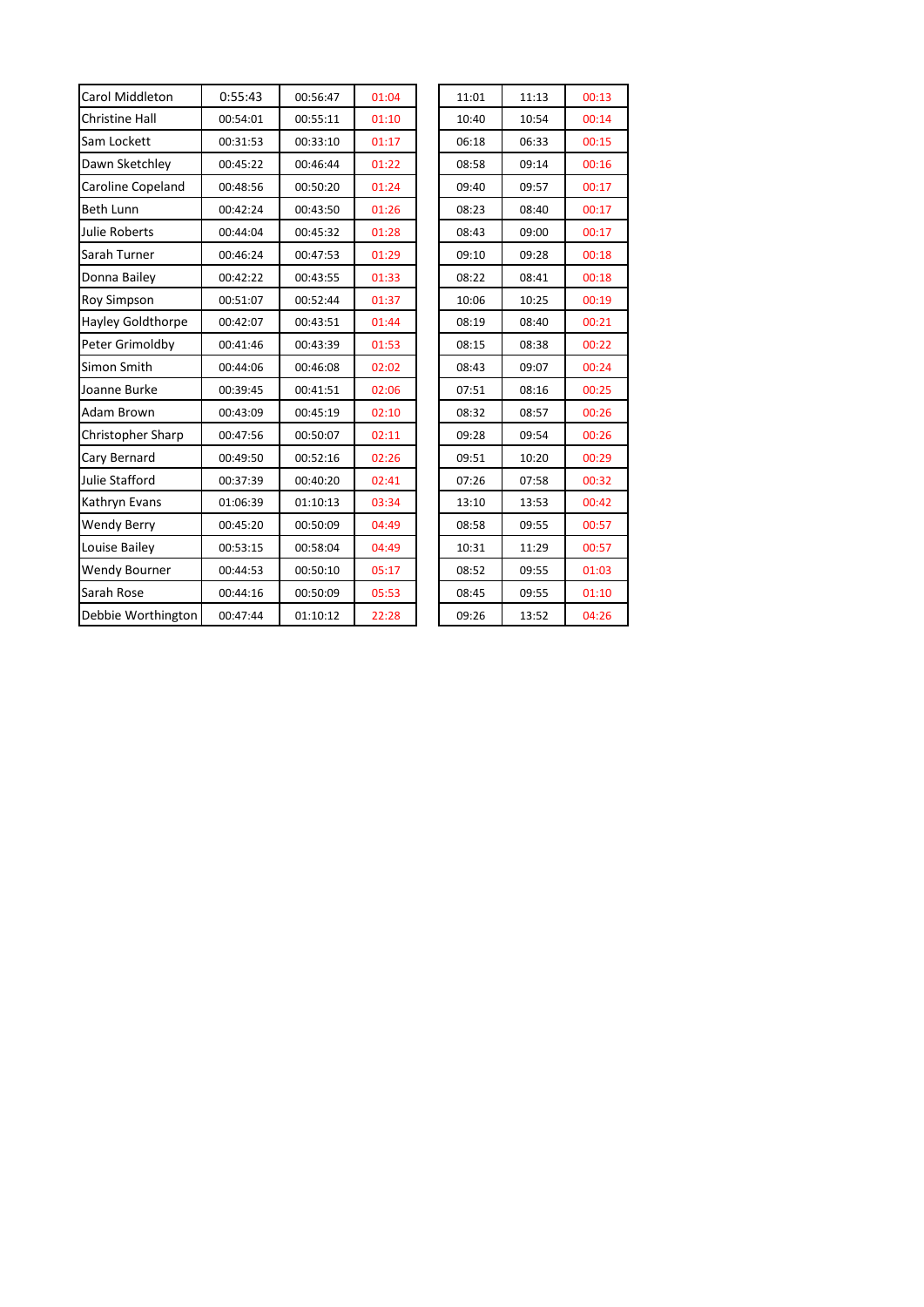| | | | | | | |
|---|---|---|---|---|---|---|
| Carol Middleton | 0:55:43 | 00:56:47 | 01:04 | 11:01 | 11:13 | 00:13 |
| Christine Hall | 00:54:01 | 00:55:11 | 01:10 | 10:40 | 10:54 | 00:14 |
| Sam Lockett | 00:31:53 | 00:33:10 | 01:17 | 06:18 | 06:33 | 00:15 |
| Dawn Sketchley | 00:45:22 | 00:46:44 | 01:22 | 08:58 | 09:14 | 00:16 |
| Caroline Copeland | 00:48:56 | 00:50:20 | 01:24 | 09:40 | 09:57 | 00:17 |
| Beth Lunn | 00:42:24 | 00:43:50 | 01:26 | 08:23 | 08:40 | 00:17 |
| Julie Roberts | 00:44:04 | 00:45:32 | 01:28 | 08:43 | 09:00 | 00:17 |
| Sarah Turner | 00:46:24 | 00:47:53 | 01:29 | 09:10 | 09:28 | 00:18 |
| Donna Bailey | 00:42:22 | 00:43:55 | 01:33 | 08:22 | 08:41 | 00:18 |
| Roy Simpson | 00:51:07 | 00:52:44 | 01:37 | 10:06 | 10:25 | 00:19 |
| Hayley Goldthorpe | 00:42:07 | 00:43:51 | 01:44 | 08:19 | 08:40 | 00:21 |
| Peter Grimoldby | 00:41:46 | 00:43:39 | 01:53 | 08:15 | 08:38 | 00:22 |
| Simon Smith | 00:44:06 | 00:46:08 | 02:02 | 08:43 | 09:07 | 00:24 |
| Joanne Burke | 00:39:45 | 00:41:51 | 02:06 | 07:51 | 08:16 | 00:25 |
| Adam Brown | 00:43:09 | 00:45:19 | 02:10 | 08:32 | 08:57 | 00:26 |
| Christopher Sharp | 00:47:56 | 00:50:07 | 02:11 | 09:28 | 09:54 | 00:26 |
| Cary Bernard | 00:49:50 | 00:52:16 | 02:26 | 09:51 | 10:20 | 00:29 |
| Julie Stafford | 00:37:39 | 00:40:20 | 02:41 | 07:26 | 07:58 | 00:32 |
| Kathryn Evans | 01:06:39 | 01:10:13 | 03:34 | 13:10 | 13:53 | 00:42 |
| Wendy Berry | 00:45:20 | 00:50:09 | 04:49 | 08:58 | 09:55 | 00:57 |
| Louise Bailey | 00:53:15 | 00:58:04 | 04:49 | 10:31 | 11:29 | 00:57 |
| Wendy Bourner | 00:44:53 | 00:50:10 | 05:17 | 08:52 | 09:55 | 01:03 |
| Sarah Rose | 00:44:16 | 00:50:09 | 05:53 | 08:45 | 09:55 | 01:10 |
| Debbie Worthington | 00:47:44 | 01:10:12 | 22:28 | 09:26 | 13:52 | 04:26 |